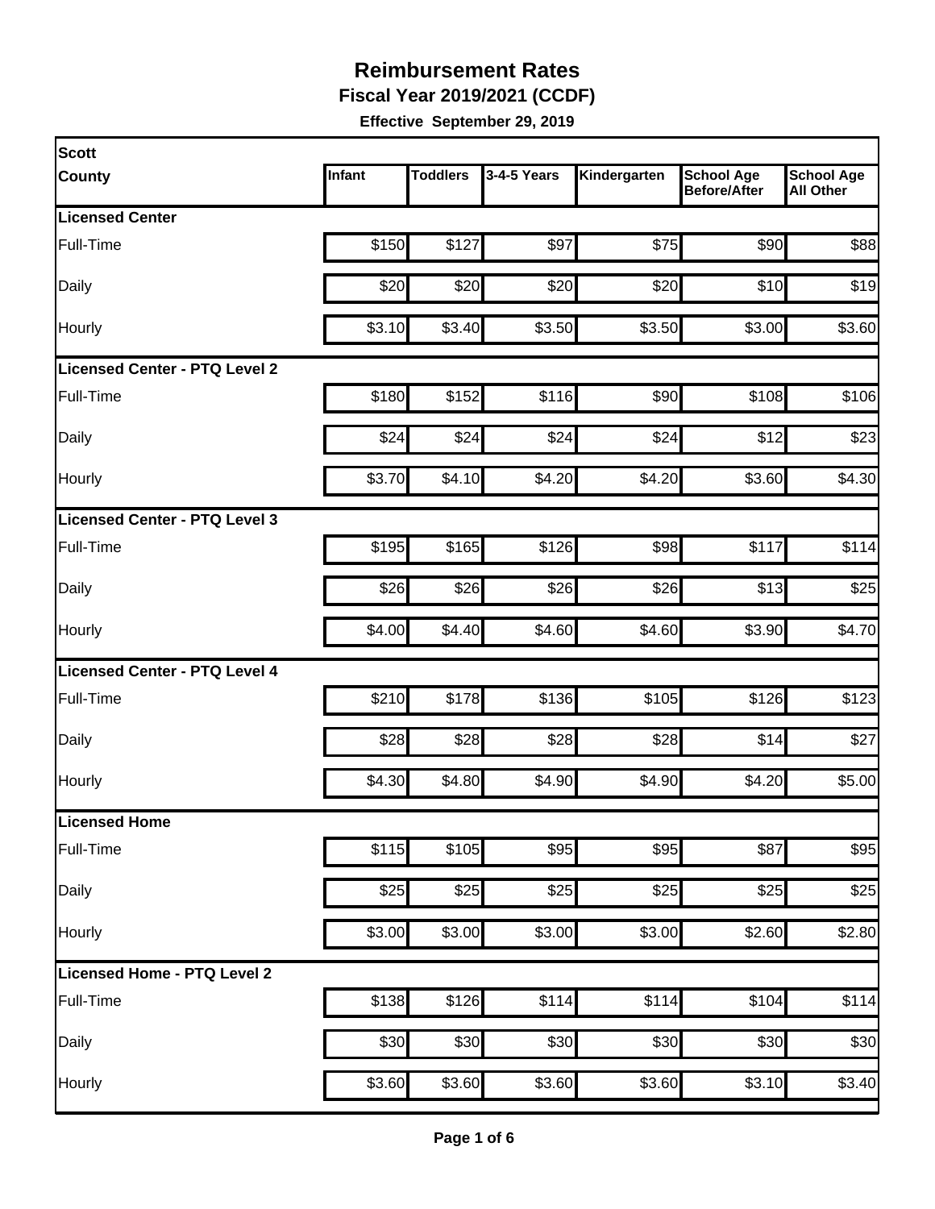# Reimbursement Rates

## Fiscal Year 2019/2021 (CCDF)

**Effective September 29, 2019**

| Scott County | Infant | Toddlers | 3-4-5 Years | Kindergarten | School Age Before/After | School Age All Other |
|---|---|---|---|---|---|---|
| **Licensed Center** | | | | | | |
| Full-Time | $150 | $127 | $97 | $75 | $90 | $88 |
| Daily | $20 | $20 | $20 | $20 | $10 | $19 |
| Hourly | $3.10 | $3.40 | $3.50 | $3.50 | $3.00 | $3.60 |
| **Licensed Center - PTQ Level 2** | | | | | | |
| Full-Time | $180 | $152 | $116 | $90 | $108 | $106 |
| Daily | $24 | $24 | $24 | $24 | $12 | $23 |
| Hourly | $3.70 | $4.10 | $4.20 | $4.20 | $3.60 | $4.30 |
| **Licensed Center - PTQ Level 3** | | | | | | |
| Full-Time | $195 | $165 | $126 | $98 | $117 | $114 |
| Daily | $26 | $26 | $26 | $26 | $13 | $25 |
| Hourly | $4.00 | $4.40 | $4.60 | $4.60 | $3.90 | $4.70 |
| **Licensed Center - PTQ Level 4** | | | | | | |
| Full-Time | $210 | $178 | $136 | $105 | $126 | $123 |
| Daily | $28 | $28 | $28 | $28 | $14 | $27 |
| Hourly | $4.30 | $4.80 | $4.90 | $4.90 | $4.20 | $5.00 |
| **Licensed Home** | | | | | | |
| Full-Time | $115 | $105 | $95 | $95 | $87 | $95 |
| Daily | $25 | $25 | $25 | $25 | $25 | $25 |
| Hourly | $3.00 | $3.00 | $3.00 | $3.00 | $2.60 | $2.80 |
| **Licensed Home - PTQ Level 2** | | | | | | |
| Full-Time | $138 | $126 | $114 | $114 | $104 | $114 |
| Daily | $30 | $30 | $30 | $30 | $30 | $30 |
| Hourly | $3.60 | $3.60 | $3.60 | $3.60 | $3.10 | $3.40 |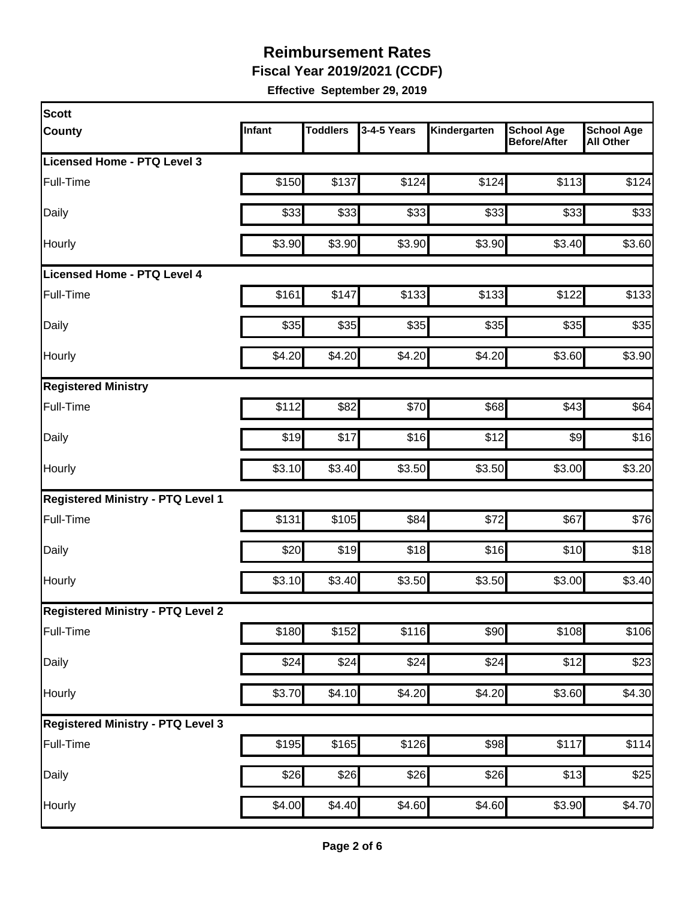# Reimbursement Rates

**Fiscal Year 2019/2021 (CCDF)**

**Effective September 29, 2019**

| Scott County | Infant | Toddlers | 3-4-5 Years | Kindergarten | School Age Before/After | School Age All Other |
|---|---|---|---|---|---|---|
| **Licensed Home - PTQ Level 3** | | | | | | |
| Full-Time | $150 | $137 | $124 | $124 | $113 | $124 |
| Daily | $33 | $33 | $33 | $33 | $33 | $33 |
| Hourly | $3.90 | $3.90 | $3.90 | $3.90 | $3.40 | $3.60 |
| **Licensed Home - PTQ Level 4** | | | | | | |
| Full-Time | $161 | $147 | $133 | $133 | $122 | $133 |
| Daily | $35 | $35 | $35 | $35 | $35 | $35 |
| Hourly | $4.20 | $4.20 | $4.20 | $4.20 | $3.60 | $3.90 |
| **Registered Ministry** | | | | | | |
| Full-Time | $112 | $82 | $70 | $68 | $43 | $64 |
| Daily | $19 | $17 | $16 | $12 | $9 | $16 |
| Hourly | $3.10 | $3.40 | $3.50 | $3.50 | $3.00 | $3.20 |
| **Registered Ministry - PTQ Level 1** | | | | | | |
| Full-Time | $131 | $105 | $84 | $72 | $67 | $76 |
| Daily | $20 | $19 | $18 | $16 | $10 | $18 |
| Hourly | $3.10 | $3.40 | $3.50 | $3.50 | $3.00 | $3.40 |
| **Registered Ministry - PTQ Level 2** | | | | | | |
| Full-Time | $180 | $152 | $116 | $90 | $108 | $106 |
| Daily | $24 | $24 | $24 | $24 | $12 | $23 |
| Hourly | $3.70 | $4.10 | $4.20 | $4.20 | $3.60 | $4.30 |
| **Registered Ministry - PTQ Level 3** | | | | | | |
| Full-Time | $195 | $165 | $126 | $98 | $117 | $114 |
| Daily | $26 | $26 | $26 | $26 | $13 | $25 |
| Hourly | $4.00 | $4.40 | $4.60 | $4.60 | $3.90 | $4.70 |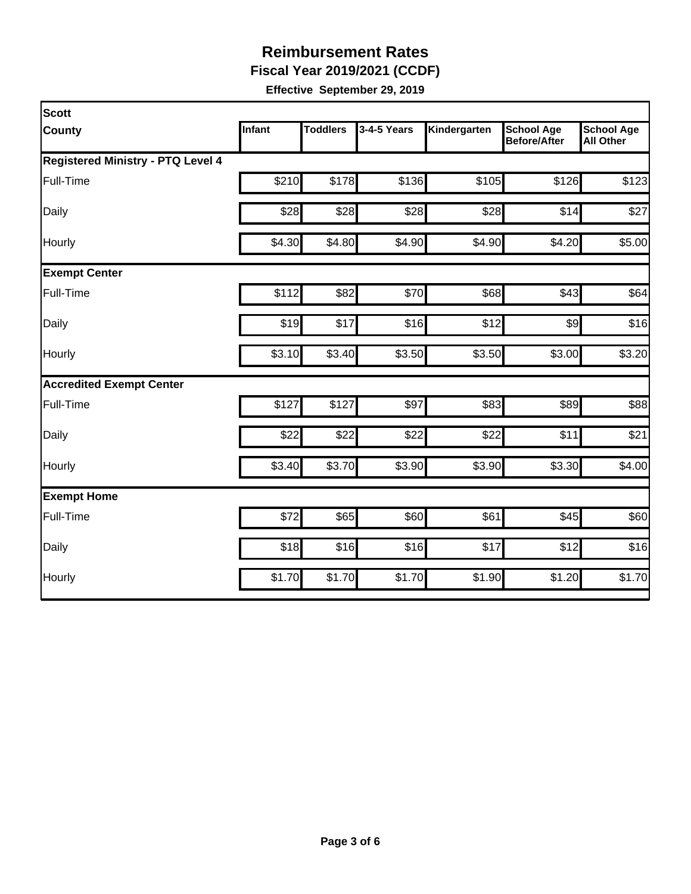# Reimbursement Rates

**Fiscal Year 2019/2021 (CCDF)**

**Effective September 29, 2019**

| Scott County | Infant | Toddlers | 3-4-5 Years | Kindergarten | School Age Before/After | School Age All Other |
|---|---|---|---|---|---|---|
| **Registered Ministry - PTQ Level 4** | | | | | | |
| Full-Time | $210 | $178 | $136 | $105 | $126 | $123 |
| Daily | $28 | $28 | $28 | $28 | $14 | $27 |
| Hourly | $4.30 | $4.80 | $4.90 | $4.90 | $4.20 | $5.00 |
| **Exempt Center** | | | | | | |
| Full-Time | $112 | $82 | $70 | $68 | $43 | $64 |
| Daily | $19 | $17 | $16 | $12 | $9 | $16 |
| Hourly | $3.10 | $3.40 | $3.50 | $3.50 | $3.00 | $3.20 |
| **Accredited Exempt Center** | | | | | | |
| Full-Time | $127 | $127 | $97 | $83 | $89 | $88 |
| Daily | $22 | $22 | $22 | $22 | $11 | $21 |
| Hourly | $3.40 | $3.70 | $3.90 | $3.90 | $3.30 | $4.00 |
| **Exempt Home** | | | | | | |
| Full-Time | $72 | $65 | $60 | $61 | $45 | $60 |
| Daily | $18 | $16 | $16 | $17 | $12 | $16 |
| Hourly | $1.70 | $1.70 | $1.70 | $1.90 | $1.20 | $1.70 |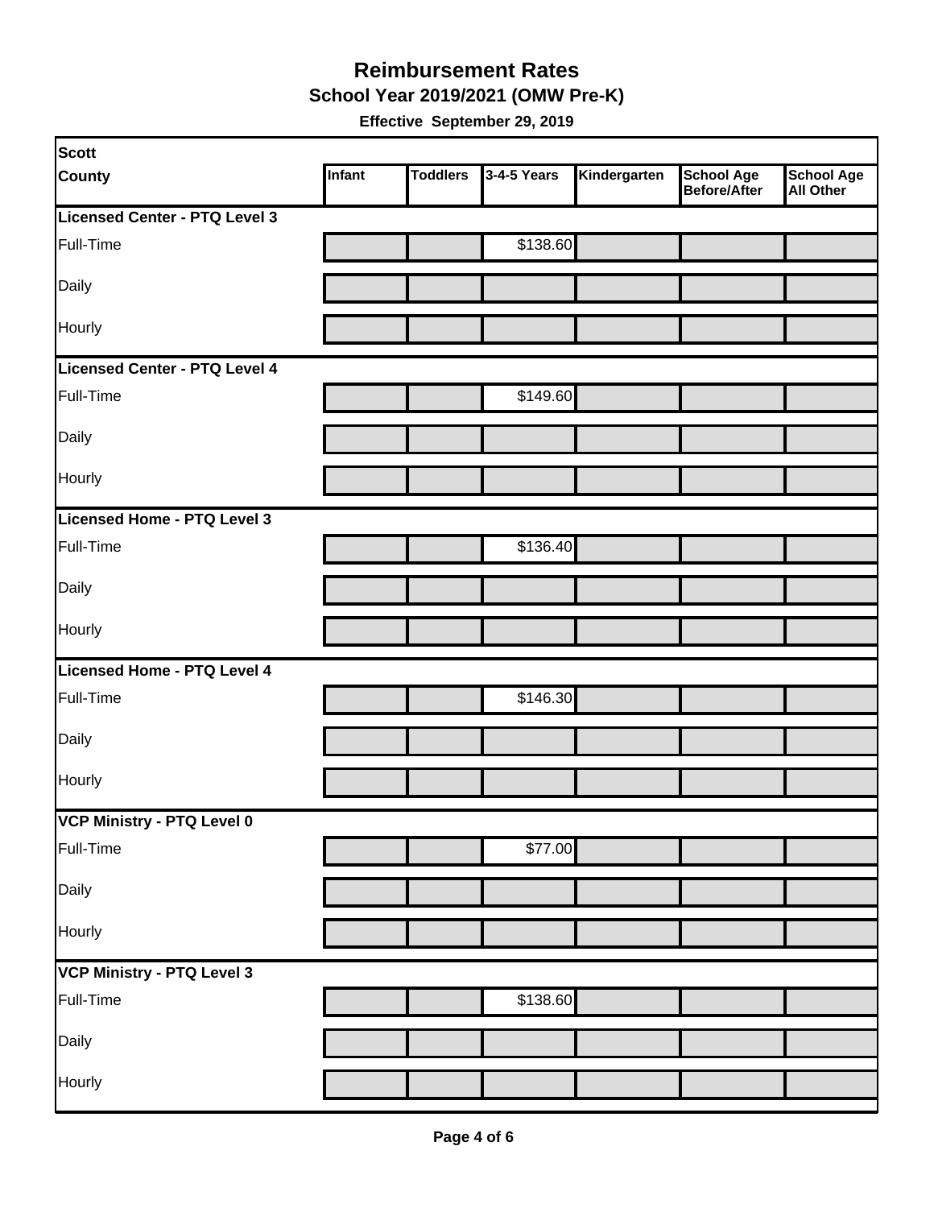# Reimbursement Rates

## School Year 2019/2021 (OMW Pre-K)

**Effective September 29, 2019**

| Scott County | Infant | Toddlers | 3-4-5 Years | Kindergarten | School Age Before/After | School Age All Other |
|---|---|---|---|---|---|---|
| **Licensed Center - PTQ Level 3** | | | | | | |
| Full-Time | | | $138.60 | | | |
| Daily | | | | | | |
| Hourly | | | | | | |
| **Licensed Center - PTQ Level 4** | | | | | | |
| Full-Time | | | $149.60 | | | |
| Daily | | | | | | |
| Hourly | | | | | | |
| **Licensed Home - PTQ Level 3** | | | | | | |
| Full-Time | | | $136.40 | | | |
| Daily | | | | | | |
| Hourly | | | | | | |
| **Licensed Home - PTQ Level 4** | | | | | | |
| Full-Time | | | $146.30 | | | |
| Daily | | | | | | |
| Hourly | | | | | | |
| **VCP Ministry - PTQ Level 0** | | | | | | |
| Full-Time | | | $77.00 | | | |
| Daily | | | | | | |
| Hourly | | | | | | |
| **VCP Ministry - PTQ Level 3** | | | | | | |
| Full-Time | | | $138.60 | | | |
| Daily | | | | | | |
| Hourly | | | | | | |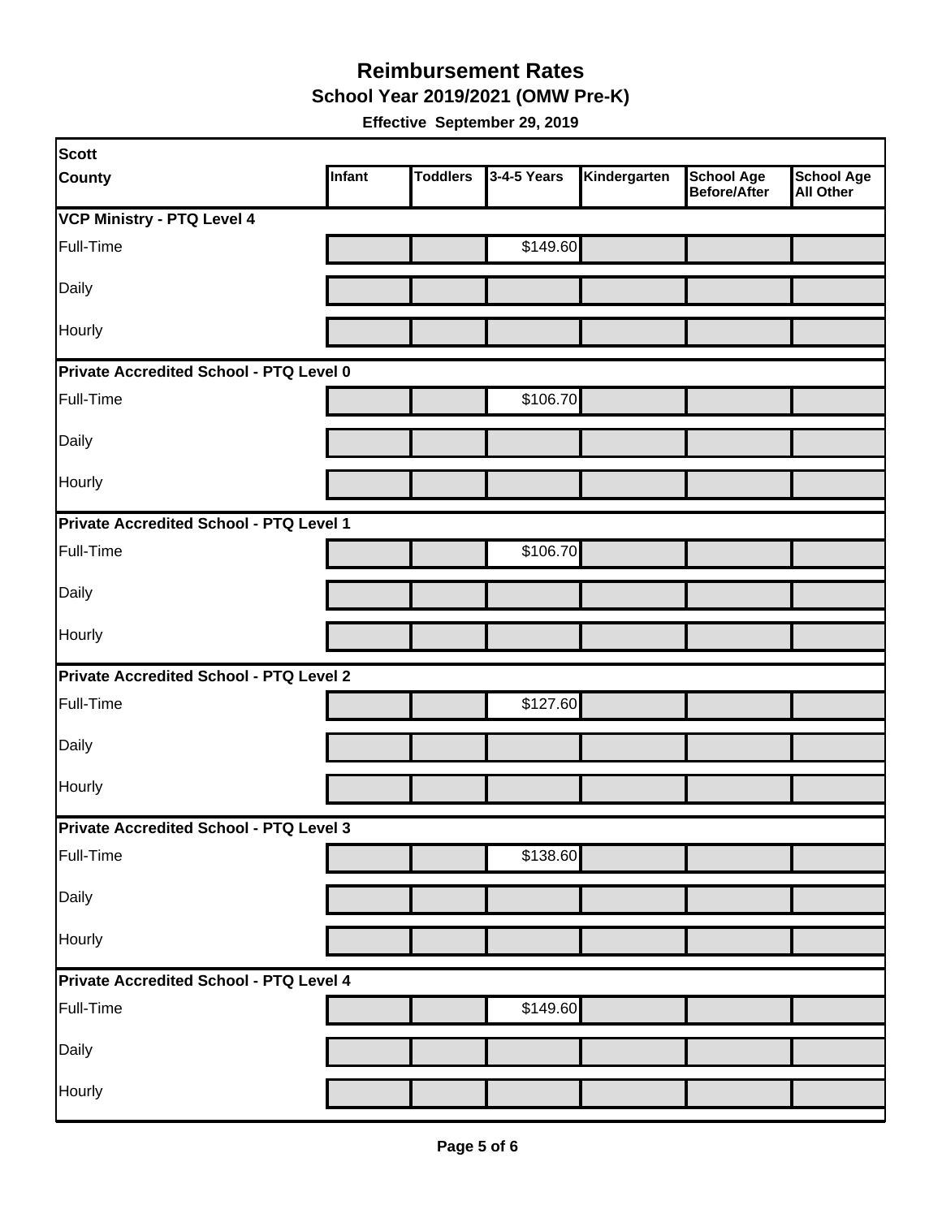# Reimbursement Rates

## School Year 2019/2021 (OMW Pre-K)

**Effective September 29, 2019**

| Scott County | Infant | Toddlers | 3-4-5 Years | Kindergarten | School Age Before/After | School Age All Other |
|---|---|---|---|---|---|---|
| **VCP Ministry - PTQ Level 4** | | | | | | |
| Full-Time | | | $149.60 | | | |
| Daily | | | | | | |
| Hourly | | | | | | |
| **Private Accredited School - PTQ Level 0** | | | | | | |
| Full-Time | | | $106.70 | | | |
| Daily | | | | | | |
| Hourly | | | | | | |
| **Private Accredited School - PTQ Level 1** | | | | | | |
| Full-Time | | | $106.70 | | | |
| Daily | | | | | | |
| Hourly | | | | | | |
| **Private Accredited School - PTQ Level 2** | | | | | | |
| Full-Time | | | $127.60 | | | |
| Daily | | | | | | |
| Hourly | | | | | | |
| **Private Accredited School - PTQ Level 3** | | | | | | |
| Full-Time | | | $138.60 | | | |
| Daily | | | | | | |
| Hourly | | | | | | |
| **Private Accredited School - PTQ Level 4** | | | | | | |
| Full-Time | | | $149.60 | | | |
| Daily | | | | | | |
| Hourly | | | | | | |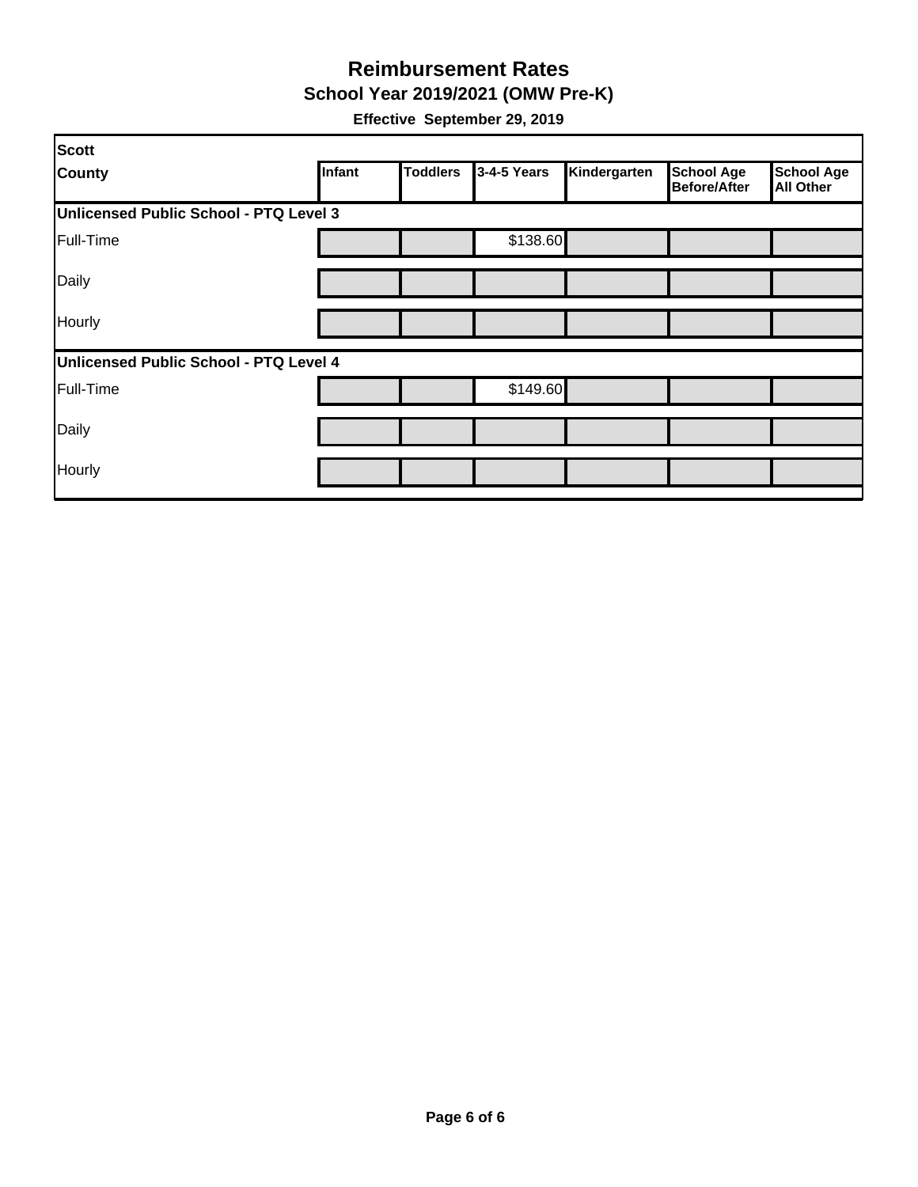# Reimbursement Rates

## School Year 2019/2021 (OMW Pre-K)

**Effective September 29, 2019**

| Scott County | Infant | Toddlers | 3-4-5 Years | Kindergarten | School Age Before/After | School Age All Other |
|---|---|---|---|---|---|---|
| **Unlicensed Public School - PTQ Level 3** | | | | | | |
| Full-Time | | | $138.60 | | | |
| Daily | | | | | | |
| Hourly | | | | | | |
| **Unlicensed Public School - PTQ Level 4** | | | | | | |
| Full-Time | | | $149.60 | | | |
| Daily | | | | | | |
| Hourly | | | | | | |